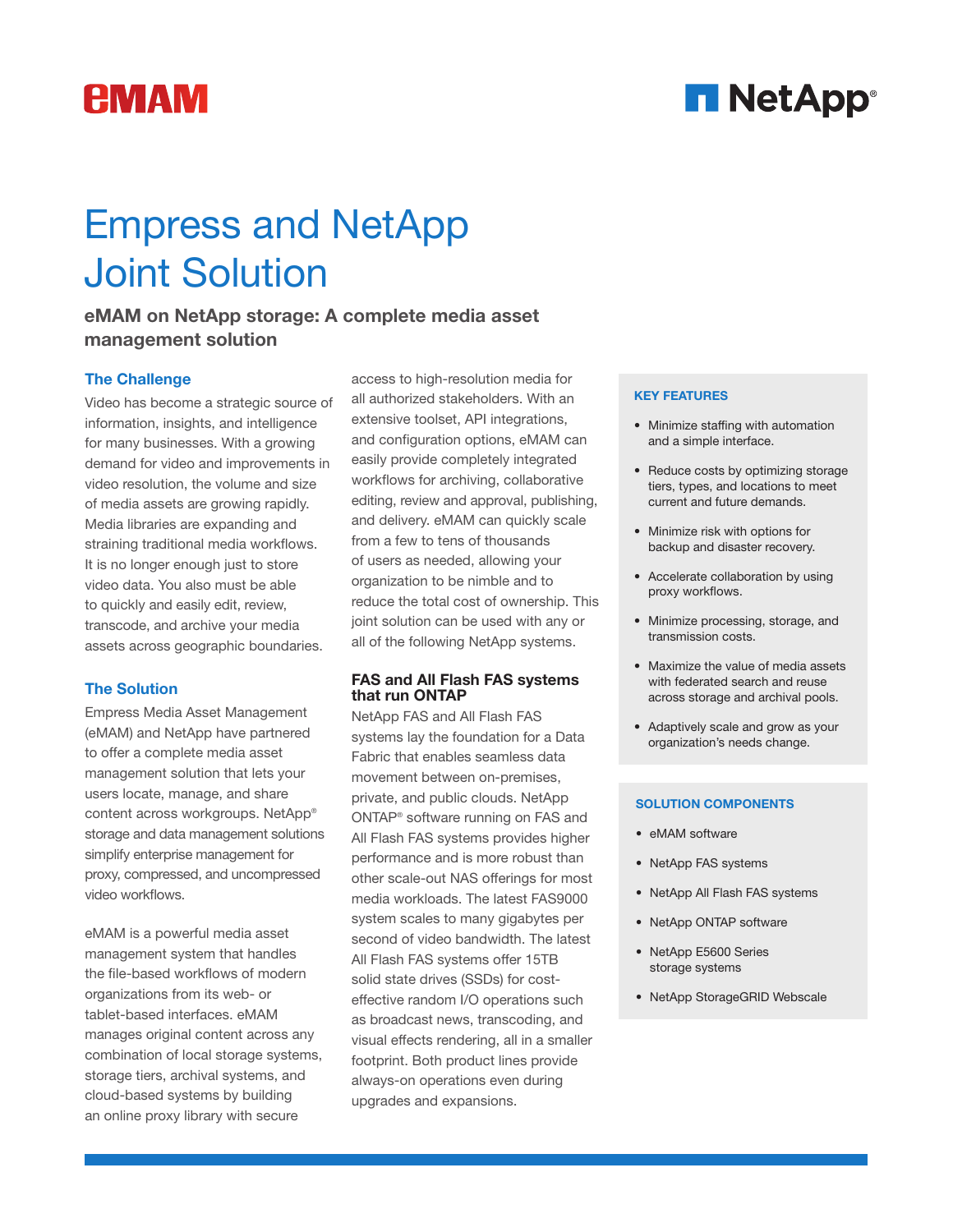eMAM

NetApp®

# Empress and NetApp Joint Solution

**eMAM on NetApp storage: A complete media asset management solution**

## The Challenge

Video has become a strategic source of information, insights, and intelligence for many businesses. With a growing demand for video and improvements in video resolution, the volume and size of media assets are growing rapidly. Media libraries are expanding and straining traditional media workflows. It is no longer enough just to store video data. You also must be able to quickly and easily edit, review, transcode, and archive your media assets across geographic boundaries.

## The Solution

Empress Media Asset Management (eMAM) and NetApp have partnered to offer a complete media asset management solution that lets your users locate, manage, and share content across workgroups. NetApp® storage and data management solutions simplify enterprise management for proxy, compressed, and uncompressed video workflows.

eMAM is a powerful media asset management system that handles the file-based workflows of modern organizations from its web- or tablet-based interfaces. eMAM manages original content across any combination of local storage systems, storage tiers, archival systems, and cloud-based systems by building an online proxy library with secure access to high-resolution media for all authorized stakeholders. With an extensive toolset, API integrations, and configuration options, eMAM can easily provide completely integrated workflows for archiving, collaborative editing, review and approval, publishing, and delivery. eMAM can quickly scale from a few to tens of thousands of users as needed, allowing your organization to be nimble and to reduce the total cost of ownership. This joint solution can be used with any or all of the following NetApp systems.

### FAS and All Flash FAS systems that run ONTAP

NetApp FAS and All Flash FAS systems lay the foundation for a Data Fabric that enables seamless data movement between on-premises, private, and public clouds. NetApp ONTAP® software running on FAS and All Flash FAS systems provides higher performance and is more robust than other scale-out NAS offerings for most media workloads. The latest FAS9000 system scales to many gigabytes per second of video bandwidth. The latest All Flash FAS systems offer 15TB solid state drives (SSDs) for cost-effective random I/O operations such as broadcast news, transcoding, and visual effects rendering, all in a smaller footprint. Both product lines provide always-on operations even during upgrades and expansions.

### KEY FEATURES

- Minimize staffing with automation and a simple interface.
- Reduce costs by optimizing storage tiers, types, and locations to meet current and future demands.
- Minimize risk with options for backup and disaster recovery.
- Accelerate collaboration by using proxy workflows.
- Minimize processing, storage, and transmission costs.
- Maximize the value of media assets with federated search and reuse across storage and archival pools.
- Adaptively scale and grow as your organization's needs change.

### SOLUTION COMPONENTS

- eMAM software
- NetApp FAS systems
- NetApp All Flash FAS systems
- NetApp ONTAP software
- NetApp E5600 Series storage systems
- NetApp StorageGRID Webscale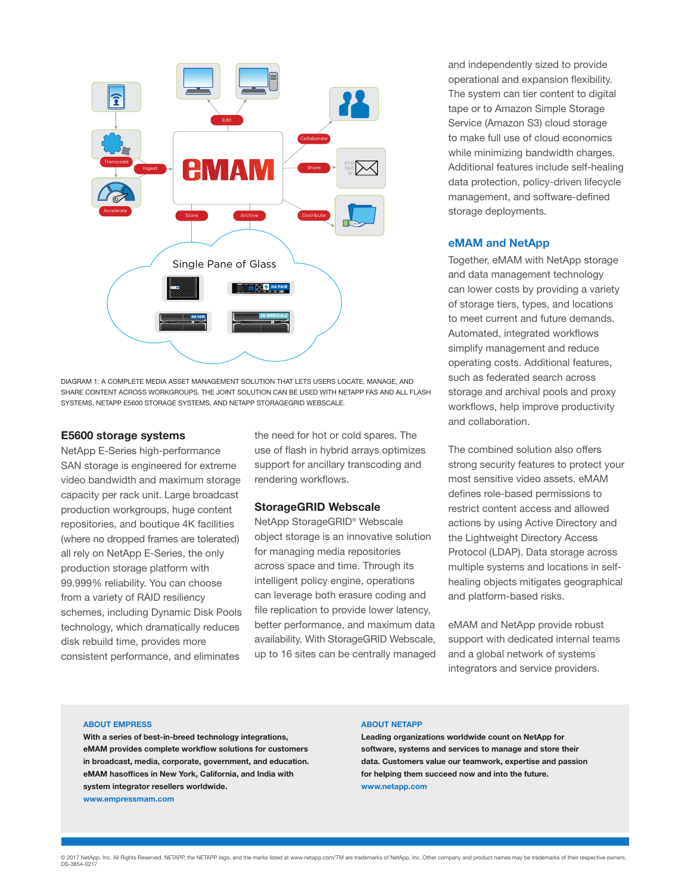Edit

Collaborate

Transcode

Ingest

eMAM

Share

Accelerate

Store

Archive

Distribute

Single Pane of Glass

DIAGRAM 1: A COMPLETE MEDIA ASSET MANAGEMENT SOLUTION THAT LETS USERS LOCATE, MANAGE, AND SHARE CONTENT ACROSS WORKGROUPS. THE JOINT SOLUTION CAN BE USED WITH NETAPP FAS AND ALL FLASH SYSTEMS, NETAPP E5600 STORAGE SYSTEMS, AND NETAPP STORAGEGRID WEBSCALE.

### E5600 storage systems

NetApp E-Series high-performance SAN storage is engineered for extreme video bandwidth and maximum storage capacity per rack unit. Large broadcast production workgroups, huge content repositories, and boutique 4K facilities (where no dropped frames are tolerated) all rely on NetApp E-Series, the only production storage platform with 99.999% reliability. You can choose from a variety of RAID resiliency schemes, including Dynamic Disk Pools technology, which dramatically reduces disk rebuild time, provides more consistent performance, and eliminates the need for hot or cold spares. The use of flash in hybrid arrays optimizes support for ancillary transcoding and rendering workflows.

### StorageGRID Webscale

NetApp StorageGRID® Webscale object storage is an innovative solution for managing media repositories across space and time. Through its intelligent policy engine, operations can leverage both erasure coding and file replication to provide lower latency, better performance, and maximum data availability. With StorageGRID Webscale, up to 16 sites can be centrally managed and independently sized to provide operational and expansion flexibility. The system can tier content to digital tape or to Amazon Simple Storage Service (Amazon S3) cloud storage to make full use of cloud economics while minimizing bandwidth charges. Additional features include self-healing data protection, policy-driven lifecycle management, and software-defined storage deployments.

### eMAM and NetApp

Together, eMAM with NetApp storage and data management technology can lower costs by providing a variety of storage tiers, types, and locations to meet current and future demands. Automated, integrated workflows simplify management and reduce operating costs. Additional features, such as federated search across storage and archival pools and proxy workflows, help improve productivity and collaboration.

The combined solution also offers strong security features to protect your most sensitive video assets. eMAM defines role-based permissions to restrict content access and allowed actions by using Active Directory and the Lightweight Directory Access Protocol (LDAP). Data storage across multiple systems and locations in self-healing objects mitigates geographical and platform-based risks.

eMAM and NetApp provide robust support with dedicated internal teams and a global network of systems integrators and service providers.

#### ABOUT EMPRESS

**With a series of best-in-breed technology integrations, eMAM provides complete workflow solutions for customers in broadcast, media, corporate, government, and education. eMAM hasoffices in New York, California, and India with system integrator resellers worldwide.**

www.empressmam.com

#### ABOUT NETAPP

**Leading organizations worldwide count on NetApp for software, systems and services to manage and store their data. Customers value our teamwork, expertise and passion for helping them succeed now and into the future.**

www.netapp.com

© 2017 NetApp, Inc. All Rights Reserved. NETAPP, the NETAPP logo, and the marks listed at www.netapp.com/TM are trademarks of NetApp, Inc. Other company and product names may be trademarks of their respective owners. DS-3854-0217